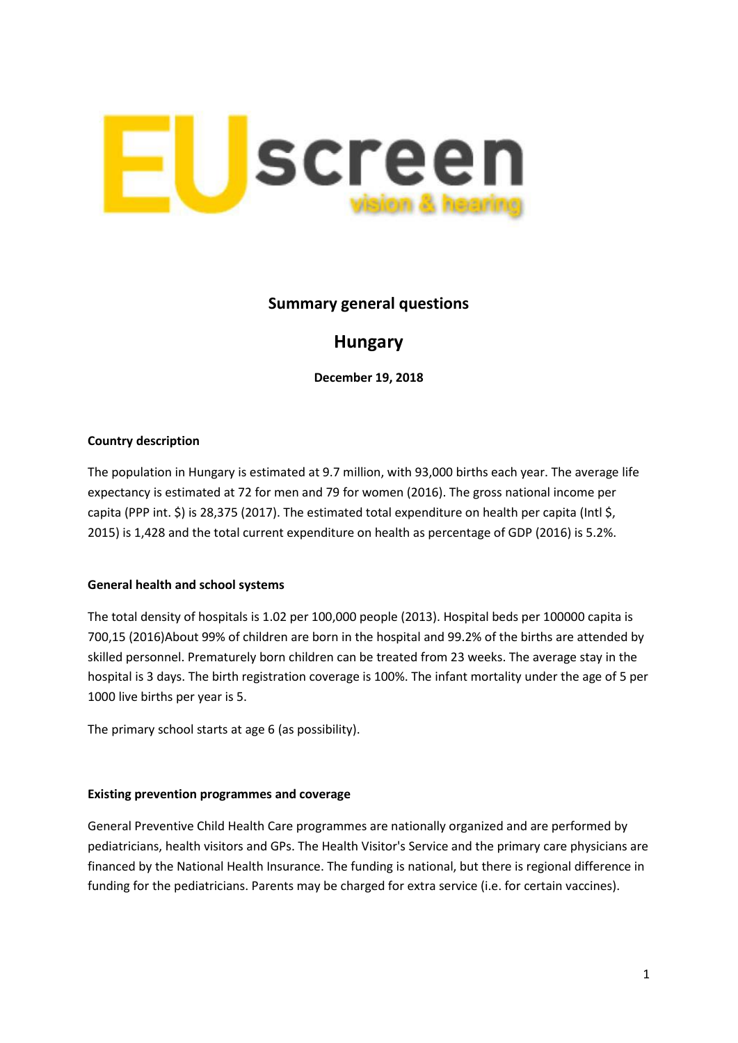EUscreen vision & hearing

## Summary general questions

# Hungary

**December 19, 2018**

**Country description**

The population in Hungary is estimated at 9.7 million, with 93,000 births each year. The average life expectancy is estimated at 72 for men and 79 for women (2016). The gross national income per capita (PPP int. $) is 28,375 (2017). The estimated total expenditure on health per capita (Intl $, 2015) is 1,428 and the total current expenditure on health as percentage of GDP (2016) is 5.2%.

**General health and school systems**

The total density of hospitals is 1.02 per 100,000 people (2013). Hospital beds per 100000 capita is 700,15 (2016)About 99% of children are born in the hospital and 99.2% of the births are attended by skilled personnel. Prematurely born children can be treated from 23 weeks. The average stay in the hospital is 3 days. The birth registration coverage is 100%. The infant mortality under the age of 5 per 1000 live births per year is 5.

The primary school starts at age 6 (as possibility).

**Existing prevention programmes and coverage**

General Preventive Child Health Care programmes are nationally organized and are performed by pediatricians, health visitors and GPs. The Health Visitor's Service and the primary care physicians are financed by the National Health Insurance. The funding is national, but there is regional difference in funding for the pediatricians. Parents may be charged for extra service (i.e. for certain vaccines).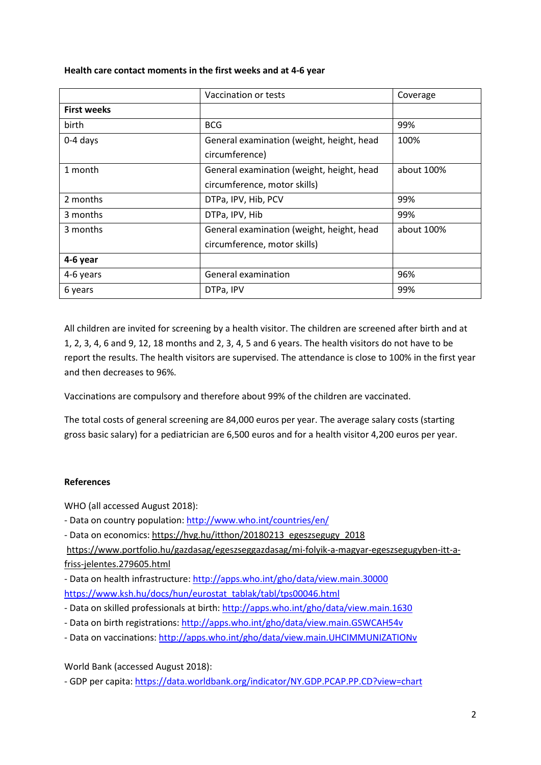**Health care contact moments in the first weeks and at 4-6 year**

| | Vaccination or tests | Coverage |
|---|---|---|
| **First weeks** | | |
| birth | BCG | 99% |
| 0-4 days | General examination (weight, height, head circumference) | 100% |
| 1 month | General examination (weight, height, head circumference, motor skills) | about 100% |
| 2 months | DTPa, IPV, Hib, PCV | 99% |
| 3 months | DTPa, IPV, Hib | 99% |
| 3 months | General examination (weight, height, head circumference, motor skills) | about 100% |
| **4-6 year** | | |
| 4-6 years | General examination | 96% |
| 6 years | DTPa, IPV | 99% |

All children are invited for screening by a health visitor. The children are screened after birth and at 1, 2, 3, 4, 6 and 9, 12, 18 months and 2, 3, 4, 5 and 6 years. The health visitors do not have to be report the results. The health visitors are supervised. The attendance is close to 100% in the first year and then decreases to 96%.

Vaccinations are compulsory and therefore about 99% of the children are vaccinated.

The total costs of general screening are 84,000 euros per year. The average salary costs (starting gross basic salary) for a pediatrician are 6,500 euros and for a health visitor 4,200 euros per year.

**References**

WHO (all accessed August 2018):

- Data on country population: http://www.who.int/countries/en/
- Data on economics: https://hvg.hu/itthon/20180213_egeszsegugy_2018 https://www.portfolio.hu/gazdasag/egeszseggazdasag/mi-folyik-a-magyar-egeszsegugyben-itt-a-friss-jelentes.279605.html
- Data on health infrastructure: http://apps.who.int/gho/data/view.main.30000 https://www.ksh.hu/docs/hun/eurostat_tablak/tabl/tps00046.html
- Data on skilled professionals at birth: http://apps.who.int/gho/data/view.main.1630
- Data on birth registrations: http://apps.who.int/gho/data/view.main.GSWCAH54v
- Data on vaccinations: http://apps.who.int/gho/data/view.main.UHCIMMUNIZATIONv

World Bank (accessed August 2018):

- GDP per capita: https://data.worldbank.org/indicator/NY.GDP.PCAP.PP.CD?view=chart